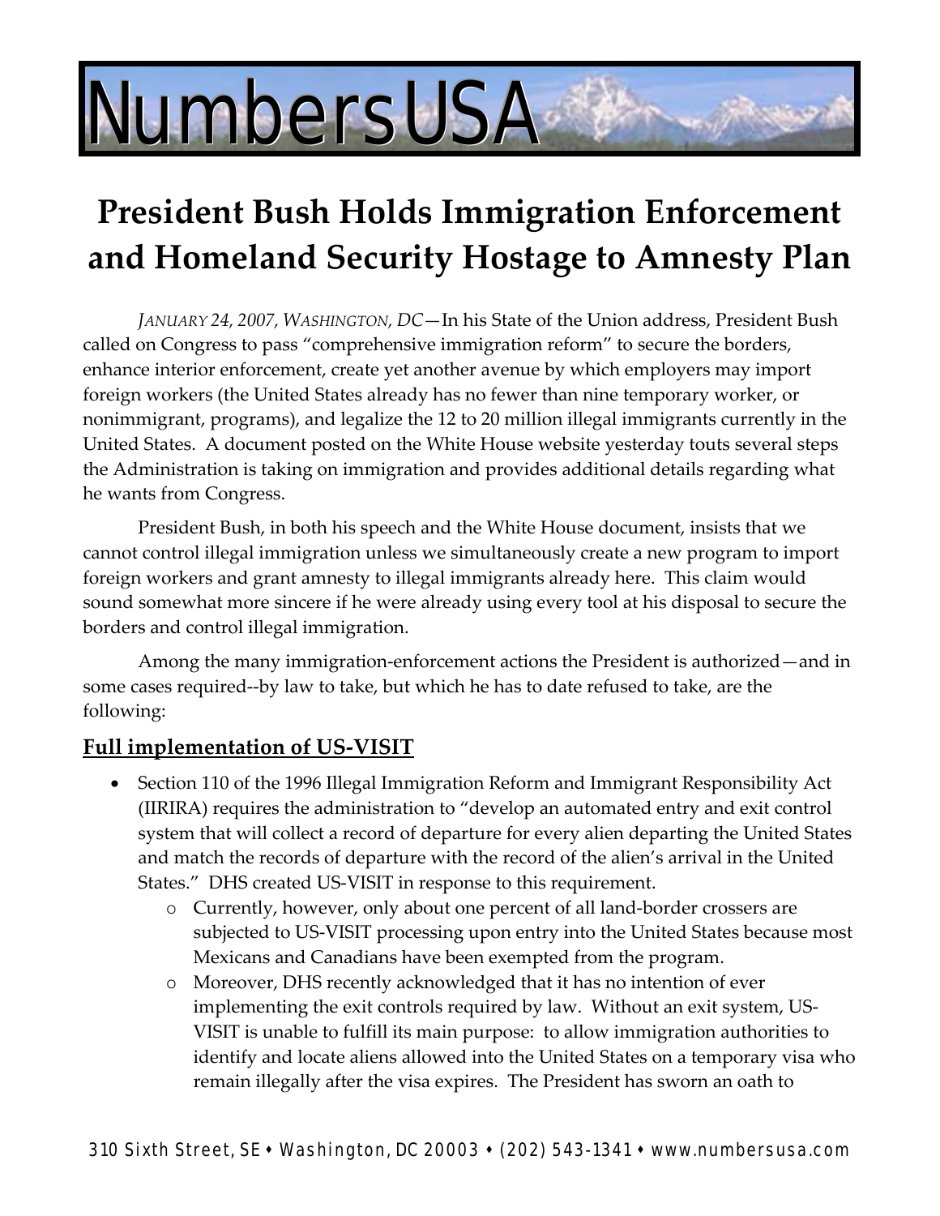NumbersUSA

# President Bush Holds Immigration Enforcement and Homeland Security Hostage to Amnesty Plan

*JANUARY 24, 2007, WASHINGTON, DC*—In his State of the Union address, President Bush called on Congress to pass "comprehensive immigration reform" to secure the borders, enhance interior enforcement, create yet another avenue by which employers may import foreign workers (the United States already has no fewer than nine temporary worker, or nonimmigrant, programs), and legalize the 12 to 20 million illegal immigrants currently in the United States. A document posted on the White House website yesterday touts several steps the Administration is taking on immigration and provides additional details regarding what he wants from Congress.

President Bush, in both his speech and the White House document, insists that we cannot control illegal immigration unless we simultaneously create a new program to import foreign workers and grant amnesty to illegal immigrants already here. This claim would sound somewhat more sincere if he were already using every tool at his disposal to secure the borders and control illegal immigration.

Among the many immigration-enforcement actions the President is authorized—and in some cases required--by law to take, but which he has to date refused to take, are the following:

## Full implementation of US-VISIT

- Section 110 of the 1996 Illegal Immigration Reform and Immigrant Responsibility Act (IIRIRA) requires the administration to "develop an automated entry and exit control system that will collect a record of departure for every alien departing the United States and match the records of departure with the record of the alien's arrival in the United States." DHS created US-VISIT in response to this requirement.
  - Currently, however, only about one percent of all land-border crossers are subjected to US-VISIT processing upon entry into the United States because most Mexicans and Canadians have been exempted from the program.
  - Moreover, DHS recently acknowledged that it has no intention of ever implementing the exit controls required by law. Without an exit system, US-VISIT is unable to fulfill its main purpose: to allow immigration authorities to identify and locate aliens allowed into the United States on a temporary visa who remain illegally after the visa expires. The President has sworn an oath to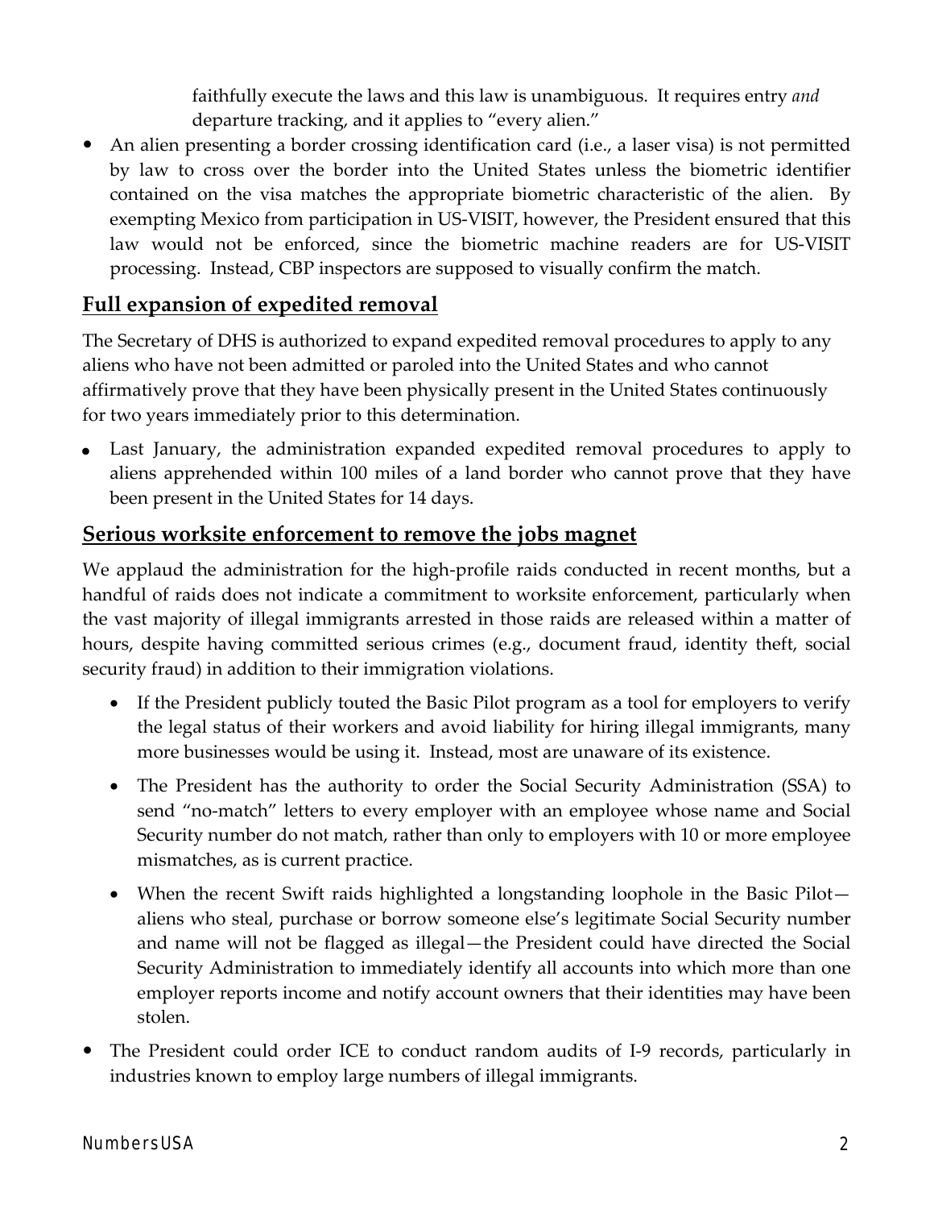faithfully execute the laws and this law is unambiguous. It requires entry *and* departure tracking, and it applies to "every alien."

- An alien presenting a border crossing identification card (i.e., a laser visa) is not permitted by law to cross over the border into the United States unless the biometric identifier contained on the visa matches the appropriate biometric characteristic of the alien. By exempting Mexico from participation in US-VISIT, however, the President ensured that this law would not be enforced, since the biometric machine readers are for US-VISIT processing. Instead, CBP inspectors are supposed to visually confirm the match.

## Full expansion of expedited removal

The Secretary of DHS is authorized to expand expedited removal procedures to apply to any aliens who have not been admitted or paroled into the United States and who cannot affirmatively prove that they have been physically present in the United States continuously for two years immediately prior to this determination.

- Last January, the administration expanded expedited removal procedures to apply to aliens apprehended within 100 miles of a land border who cannot prove that they have been present in the United States for 14 days.

## Serious worksite enforcement to remove the jobs magnet

We applaud the administration for the high-profile raids conducted in recent months, but a handful of raids does not indicate a commitment to worksite enforcement, particularly when the vast majority of illegal immigrants arrested in those raids are released within a matter of hours, despite having committed serious crimes (e.g., document fraud, identity theft, social security fraud) in addition to their immigration violations.

- If the President publicly touted the Basic Pilot program as a tool for employers to verify the legal status of their workers and avoid liability for hiring illegal immigrants, many more businesses would be using it. Instead, most are unaware of its existence.
- The President has the authority to order the Social Security Administration (SSA) to send "no-match" letters to every employer with an employee whose name and Social Security number do not match, rather than only to employers with 10 or more employee mismatches, as is current practice.
- When the recent Swift raids highlighted a longstanding loophole in the Basic Pilot—aliens who steal, purchase or borrow someone else's legitimate Social Security number and name will not be flagged as illegal—the President could have directed the Social Security Administration to immediately identify all accounts into which more than one employer reports income and notify account owners that their identities may have been stolen.

- The President could order ICE to conduct random audits of I-9 records, particularly in industries known to employ large numbers of illegal immigrants.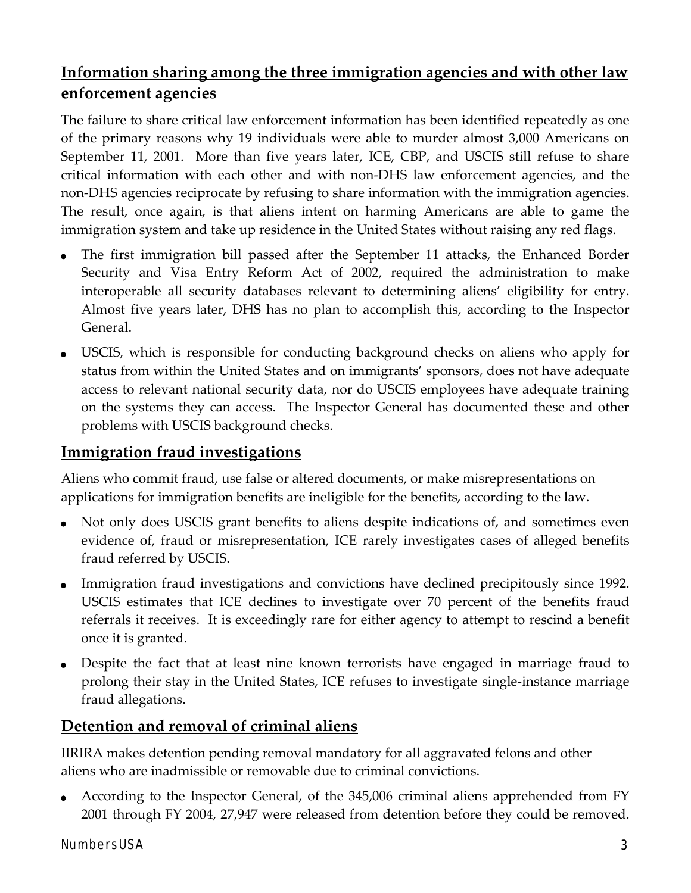## Information sharing among the three immigration agencies and with other law enforcement agencies

The failure to share critical law enforcement information has been identified repeatedly as one of the primary reasons why 19 individuals were able to murder almost 3,000 Americans on September 11, 2001. More than five years later, ICE, CBP, and USCIS still refuse to share critical information with each other and with non-DHS law enforcement agencies, and the non-DHS agencies reciprocate by refusing to share information with the immigration agencies. The result, once again, is that aliens intent on harming Americans are able to game the immigration system and take up residence in the United States without raising any red flags.

- The first immigration bill passed after the September 11 attacks, the Enhanced Border Security and Visa Entry Reform Act of 2002, required the administration to make interoperable all security databases relevant to determining aliens' eligibility for entry. Almost five years later, DHS has no plan to accomplish this, according to the Inspector General.
- USCIS, which is responsible for conducting background checks on aliens who apply for status from within the United States and on immigrants' sponsors, does not have adequate access to relevant national security data, nor do USCIS employees have adequate training on the systems they can access. The Inspector General has documented these and other problems with USCIS background checks.

## Immigration fraud investigations

Aliens who commit fraud, use false or altered documents, or make misrepresentations on applications for immigration benefits are ineligible for the benefits, according to the law.

- Not only does USCIS grant benefits to aliens despite indications of, and sometimes even evidence of, fraud or misrepresentation, ICE rarely investigates cases of alleged benefits fraud referred by USCIS.
- Immigration fraud investigations and convictions have declined precipitously since 1992. USCIS estimates that ICE declines to investigate over 70 percent of the benefits fraud referrals it receives. It is exceedingly rare for either agency to attempt to rescind a benefit once it is granted.
- Despite the fact that at least nine known terrorists have engaged in marriage fraud to prolong their stay in the United States, ICE refuses to investigate single-instance marriage fraud allegations.

## Detention and removal of criminal aliens

IIRIRA makes detention pending removal mandatory for all aggravated felons and other aliens who are inadmissible or removable due to criminal convictions.

- According to the Inspector General, of the 345,006 criminal aliens apprehended from FY 2001 through FY 2004, 27,947 were released from detention before they could be removed.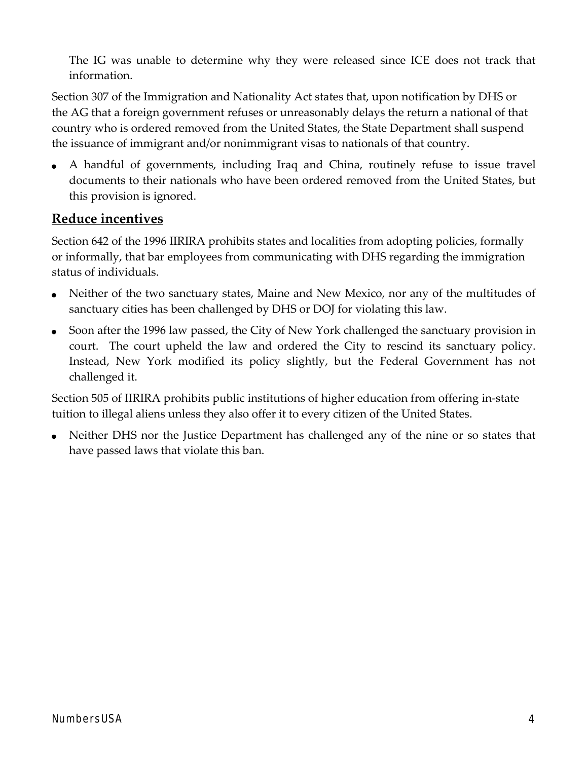The IG was unable to determine why they were released since ICE does not track that information.

Section 307 of the Immigration and Nationality Act states that, upon notification by DHS or the AG that a foreign government refuses or unreasonably delays the return a national of that country who is ordered removed from the United States, the State Department shall suspend the issuance of immigrant and/or nonimmigrant visas to nationals of that country.

- A handful of governments, including Iraq and China, routinely refuse to issue travel documents to their nationals who have been ordered removed from the United States, but this provision is ignored.

## **Reduce incentives**

Section 642 of the 1996 IIRIRA prohibits states and localities from adopting policies, formally or informally, that bar employees from communicating with DHS regarding the immigration status of individuals.

- Neither of the two sanctuary states, Maine and New Mexico, nor any of the multitudes of sanctuary cities has been challenged by DHS or DOJ for violating this law.
- Soon after the 1996 law passed, the City of New York challenged the sanctuary provision in court. The court upheld the law and ordered the City to rescind its sanctuary policy. Instead, New York modified its policy slightly, but the Federal Government has not challenged it.

Section 505 of IIRIRA prohibits public institutions of higher education from offering in-state tuition to illegal aliens unless they also offer it to every citizen of the United States.

- Neither DHS nor the Justice Department has challenged any of the nine or so states that have passed laws that violate this ban.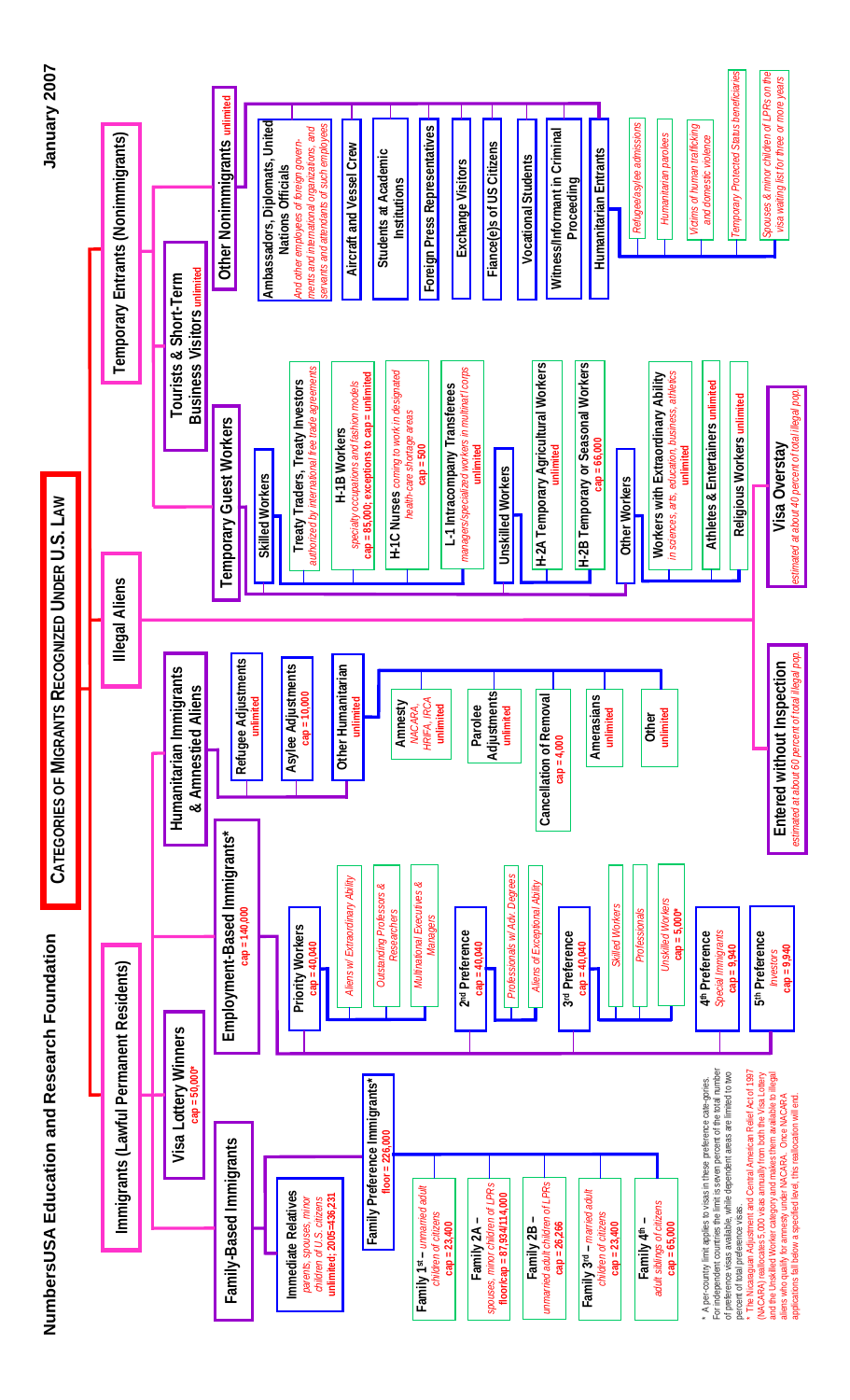NumbersUSA Education and Research Foundation

January 2007

# CATEGORIES OF MIGRANTS RECOGNIZED UNDER U.S. LAW

## Immigrants (Lawful Permanent Residents)

### Family-Based Immigrants

- **Immediate Relatives**
  *parents, spouses, minor children of U.S. citizens*
  unlimited; 2005=436,231
- **Family Preference Immigrants*** 
  floor = 226,000
  - **Family 1st** – *unmarried adult children of citizens*
    cap = 23,400
  - **Family 2A** – *spouses, minor children of LPRs*
    floor/cap = 87,934/114,000
  - **Family 2B** – *unmarried adult children of LPRs*
    cap = 26,266
  - **Family 3rd** – *married adult children of citizens*
    cap = 23,400
  - **Family 4th** – *adult siblings of citizens*
    cap = 65,000

### Visa Lottery Winners

cap = 50,000*

### Employment-Based Immigrants*

cap = 140,000

- **Priority Workers**
  cap = 40,040
  - *Aliens w/ Extraordinary Ability*
  - *Outstanding Professors & Researchers*
  - *Multinational Executives & Managers*
- **2nd Preference**
  cap = 40,040
  - *Professionals w/ Adv. Degrees*
  - *Aliens of Exceptional Ability*
- **3rd Preference**
  cap = 40,040
  - *Skilled Workers*
  - *Professionals*
  - *Unskilled Workers*
    cap = 5,000*
- **4th Preference**
  *Special Immigrants*
  cap = 9,940
- **5th Preference**
  *Investors*
  cap = 9,940

### Humanitarian Immigrants & Amnestied Aliens

- **Refugee Adjustments**
  unlimited
- **Asylee Adjustments**
  cap = 10,000
- **Other Humanitarian**
  unlimited
  - **Amnesty**
    *NACARA, HRIFA, IRCA*
    unlimited
  - **Parolee Adjustments**
    unlimited
  - **Cancellation of Removal**
    cap = 4,000
  - **Amerasians**
    unlimited
  - **Other**
    unlimited

## Illegal Aliens

- **Entered without Inspection**
  *estimated at about 60 percent of total illegal pop.*
- **Visa Overstay**
  *estimated at about 40 percent of total illegal pop.*

## Temporary Entrants (Nonimmigrants)

### Temporary Guest Workers

- **Skilled Workers**
  - **Treaty Traders, Treaty Investors**
    *authorized by international free trade agreements*
  - **H-1B Workers**
    *specialty occupations and fashion models*
    cap = 85,000; exceptions to cap = unlimited
  - **H-1C Nurses** *coming to work in designated health-care shortage areas*
    cap = 500
  - **L-1 Intracompany Transferees**
    *managers/specialized workers in multinat'l corps*
    unlimited
- **Unskilled Workers**
  - **H-2A Temporary Agricultural Workers**
    unlimited
  - **H-2B Temporary or Seasonal Workers**
    cap = 66,000
- **Other Workers**
  - **Workers with Extraordinary Ability**
    *in sciences, arts, education, business, athletics*
    unlimited
  - **Athletes & Entertainers** unlimited
  - **Religious Workers** unlimited

### Tourists & Short-Term Business Visitors

unlimited

### Other Nonimmigrants

unlimited

- **Ambassadors, Diplomats, United Nations Officials**
  *And other employees of foreign governments and international organizations, and servants and attendants of such employees*
- **Aircraft and Vessel Crew**
- **Students at Academic Institutions**
- **Foreign Press Representatives**
- **Exchange Visitors**
- **Fiance(e)s of US Citizens**
- **Vocational Students**
- **Witness/Informant in Criminal Proceeding**
- **Humanitarian Entrants**
  - *Refugee/asylee admissions*
  - *Humanitarian parolees*
  - *Victims of human trafficking and domestic violence*
  - *Temporary Protected Status beneficiaries*
  - *Spouses & minor children of LPRs on the visa waiting list for three or more years*

---

\* A per-country limit applies to visas in these preference categories. For independent countries the limit is seven percent of the total number of preference visas available, while dependent areas are limited to two percent of total preference visas.

\* The Nicaraguan Adjustment and Central American Relief Act of 1997 (NACARA) reallocates 5,000 visas annually from both the Visa Lottery and the Unskilled Worker category and makes them available to illegal aliens who qualify for amnesty under NACARA. Once NACARA applications fall below a specified level, this reallocation will end.